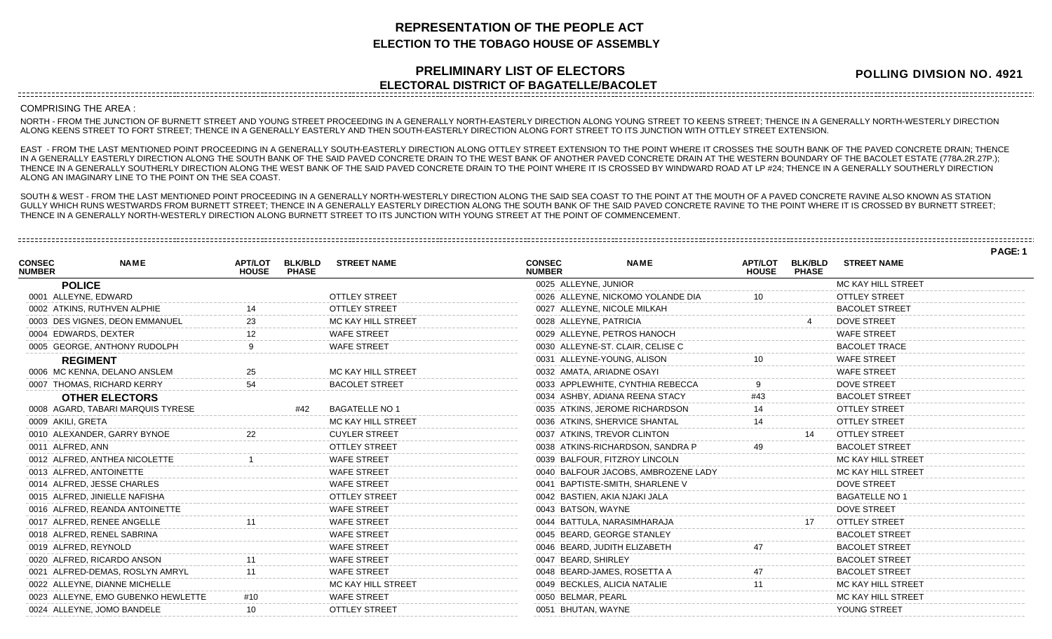# REPRESENTATION OF THE PEOPLE ACT
## ELECTION TO THE TOBAGO HOUSE OF ASSEMBLY

## PRELIMINARY LIST OF ELECTORS
## ELECTORAL DISTRICT OF BAGATELLE/BACOLET

**POLLING DIVISION NO. 4921**

COMPRISING THE AREA :

NORTH - FROM THE JUNCTION OF BURNETT STREET AND YOUNG STREET PROCEEDING IN A GENERALLY NORTH-EASTERLY DIRECTION ALONG YOUNG STREET TO KEENS STREET; THENCE IN A GENERALLY NORTH-WESTERLY DIRECTION ALONG KEENS STREET TO FORT STREET; THENCE IN A GENERALLY EASTERLY AND THEN SOUTH-EASTERLY DIRECTION ALONG FORT STREET TO ITS JUNCTION WITH OTTLEY STREET EXTENSION.

EAST - FROM THE LAST MENTIONED POINT PROCEEDING IN A GENERALLY SOUTH-EASTERLY DIRECTION ALONG OTTLEY STREET EXTENSION TO THE POINT WHERE IT CROSSES THE SOUTH BANK OF THE PAVED CONCRETE DRAIN; THENCE IN A GENERALLY EASTERLY DIRECTION ALONG THE SOUTH BANK OF THE SAID PAVED CONCRETE DRAIN TO THE WEST BANK OF ANOTHER PAVED CONCRETE DRAIN AT THE WESTERN BOUNDARY OF THE BACOLET ESTATE (778A.2R.27P.); THENCE IN A GENERALLY SOUTHERLY DIRECTION ALONG THE WEST BANK OF THE SAID PAVED CONCRETE DRAIN TO THE POINT WHERE IT IS CROSSED BY WINDWARD ROAD AT LP #24; THENCE IN A GENERALLY SOUTHERLY DIRECTION ALONG AN IMAGINARY LINE TO THE POINT ON THE SEA COAST.

SOUTH & WEST - FROM THE LAST MENTIONED POINT PROCEEDING IN A GENERALLY NORTH-WESTERLY DIRECTION ALONG THE SAID SEA COAST TO THE POINT AT THE MOUTH OF A PAVED CONCRETE RAVINE ALSO KNOWN AS STATION GULLY WHICH RUNS WESTWARDS FROM BURNETT STREET; THENCE IN A GENERALLY EASTERLY DIRECTION ALONG THE SOUTH BANK OF THE SAID PAVED CONCRETE RAVINE TO THE POINT WHERE IT IS CROSSED BY BURNETT STREET; THENCE IN A GENERALLY NORTH-WESTERLY DIRECTION ALONG BURNETT STREET TO ITS JUNCTION WITH YOUNG STREET AT THE POINT OF COMMENCEMENT.

| CONSEC NUMBER | NAME | APT/LOT HOUSE | BLK/BLD PHASE | STREET NAME |
|---|---|---|---|---|
| | **POLICE** | | | |
| 0001 | ALLEYNE, EDWARD | | | OTTLEY STREET |
| 0002 | ATKINS, RUTHVEN ALPHIE | 14 | | OTTLEY STREET |
| 0003 | DES VIGNES, DEON EMMANUEL | 23 | | MC KAY HILL STREET |
| 0004 | EDWARDS, DEXTER | 12 | | WAFE STREET |
| 0005 | GEORGE, ANTHONY RUDOLPH | 9 | | WAFE STREET |
| | **REGIMENT** | | | |
| 0006 | MC KENNA, DELANO ANSLEM | 25 | | MC KAY HILL STREET |
| 0007 | THOMAS, RICHARD KERRY | 54 | | BACOLET STREET |
| | **OTHER ELECTORS** | | | |
| 0008 | AGARD, TABARI MARQUIS TYRESE | | #42 | BAGATELLE NO 1 |
| 0009 | AKILI, GRETA | | | MC KAY HILL STREET |
| 0010 | ALEXANDER, GARRY BYNOE | 22 | | CUYLER STREET |
| 0011 | ALFRED, ANN | | | OTTLEY STREET |
| 0012 | ALFRED, ANTHEA NICOLETTE | 1 | | WAFE STREET |
| 0013 | ALFRED, ANTOINETTE | | | WAFE STREET |
| 0014 | ALFRED, JESSE CHARLES | | | WAFE STREET |
| 0015 | ALFRED, JINIELLE NAFISHA | | | OTTLEY STREET |
| 0016 | ALFRED, REANDA ANTOINETTE | | | WAFE STREET |
| 0017 | ALFRED, RENEE ANGELLE | 11 | | WAFE STREET |
| 0018 | ALFRED, RENEL SABRINA | | | WAFE STREET |
| 0019 | ALFRED, REYNOLD | | | WAFE STREET |
| 0020 | ALFRED, RICARDO ANSON | 11 | | WAFE STREET |
| 0021 | ALFRED-DEMAS, ROSLYN AMRYL | 11 | | WAFE STREET |
| 0022 | ALLEYNE, DIANNE MICHELLE | | | MC KAY HILL STREET |
| 0023 | ALLEYNE, EMO GUBENKO HEWLETTE | #10 | | WAFE STREET |
| 0024 | ALLEYNE, JOMO BANDELE | 10 | | OTTLEY STREET |
| 0025 | ALLEYNE, JUNIOR | | | MC KAY HILL STREET |
| 0026 | ALLEYNE, NICKOMO YOLANDE DIA | 10 | | OTTLEY STREET |
| 0027 | ALLEYNE, NICOLE MILKAH | | | BACOLET STREET |
| 0028 | ALLEYNE, PATRICIA | | 4 | DOVE STREET |
| 0029 | ALLEYNE, PETROS HANOCH | | | WAFE STREET |
| 0030 | ALLEYNE-ST. CLAIR, CELISE C | | | BACOLET TRACE |
| 0031 | ALLEYNE-YOUNG, ALISON | 10 | | WAFE STREET |
| 0032 | AMATA, ARIADNE OSAYI | | | WAFE STREET |
| 0033 | APPLEWHITE, CYNTHIA REBECCA | 9 | | DOVE STREET |
| 0034 | ASHBY, ADIANA REENA STACY | #43 | | BACOLET STREET |
| 0035 | ATKINS, JEROME RICHARDSON | 14 | | OTTLEY STREET |
| 0036 | ATKINS, SHERVICE SHANTAL | 14 | | OTTLEY STREET |
| 0037 | ATKINS, TREVOR CLINTON | | 14 | OTTLEY STREET |
| 0038 | ATKINS-RICHARDSON, SANDRA P | 49 | | BACOLET STREET |
| 0039 | BALFOUR, FITZROY LINCOLN | | | MC KAY HILL STREET |
| 0040 | BALFOUR JACOBS, AMBROZENE LADY | | | MC KAY HILL STREET |
| 0041 | BAPTISTE-SMITH, SHARLENE V | | | DOVE STREET |
| 0042 | BASTIEN, AKIA NJAKI JALA | | | BAGATELLE NO 1 |
| 0043 | BATSON, WAYNE | | | DOVE STREET |
| 0044 | BATTULA, NARASIMHARAJA | | 17 | OTTLEY STREET |
| 0045 | BEARD, GEORGE STANLEY | | | BACOLET STREET |
| 0046 | BEARD, JUDITH ELIZABETH | 47 | | BACOLET STREET |
| 0047 | BEARD, SHIRLEY | | | BACOLET STREET |
| 0048 | BEARD-JAMES, ROSETTA A | 47 | | BACOLET STREET |
| 0049 | BECKLES, ALICIA NATALIE | 11 | | MC KAY HILL STREET |
| 0050 | BELMAR, PEARL | | | MC KAY HILL STREET |
| 0051 | BHUTAN, WAYNE | | | YOUNG STREET |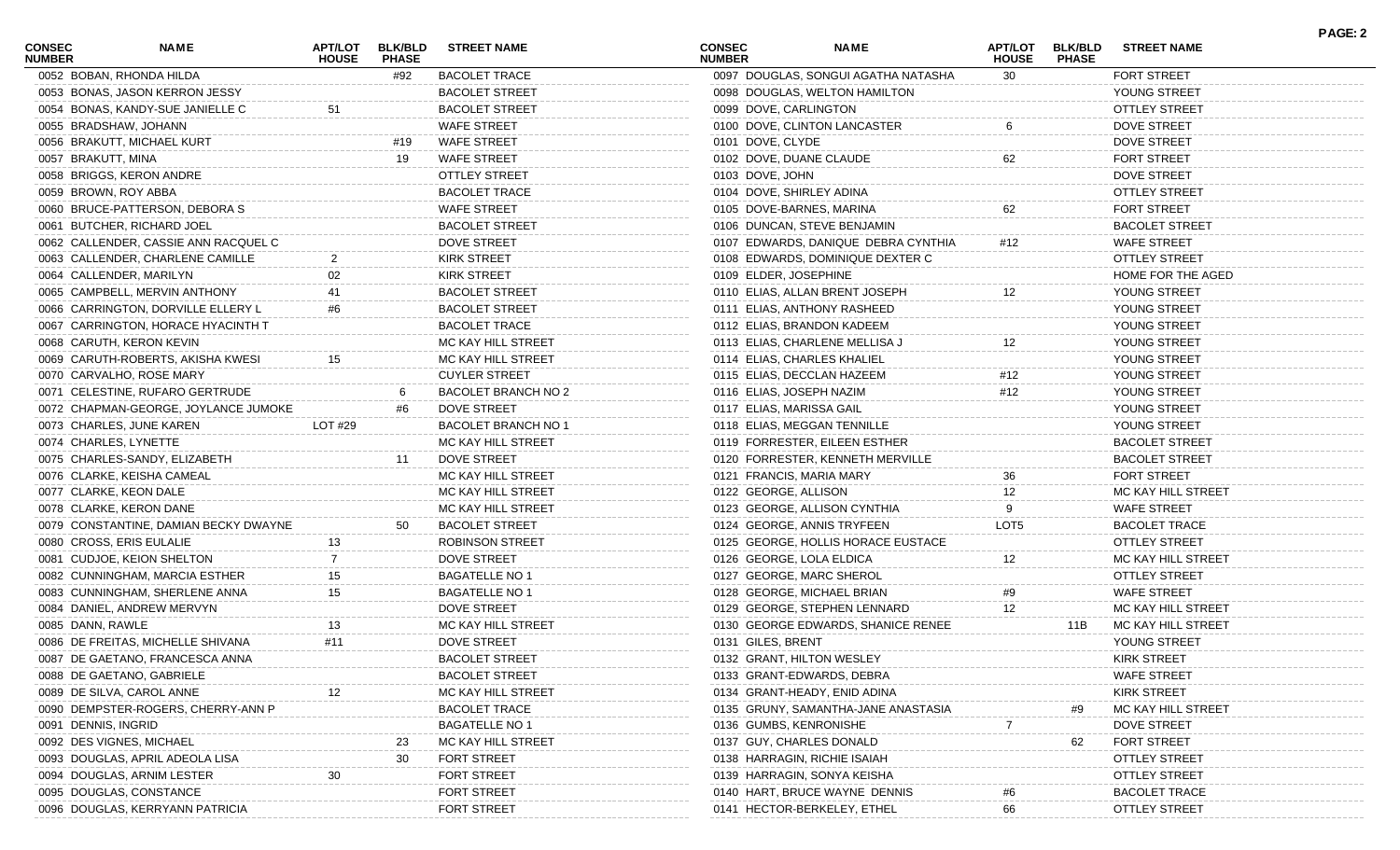| CONSEC NUMBER | NAME | APT/LOT HOUSE | BLK/BLD PHASE | STREET NAME |
|---|---|---|---|---|
| 0052 | BOBAN, RHONDA HILDA | | #92 | BACOLET TRACE |
| 0053 | BONAS, JASON KERRON JESSY | | | BACOLET STREET |
| 0054 | BONAS, KANDY-SUE JANIELLE C | 51 | | BACOLET STREET |
| 0055 | BRADSHAW, JOHANN | | | WAFE STREET |
| 0056 | BRAKUTT, MICHAEL KURT | | #19 | WAFE STREET |
| 0057 | BRAKUTT, MINA | | 19 | WAFE STREET |
| 0058 | BRIGGS, KERON ANDRE | | | OTTLEY STREET |
| 0059 | BROWN, ROY ABBA | | | BACOLET TRACE |
| 0060 | BRUCE-PATTERSON, DEBORA S | | | WAFE STREET |
| 0061 | BUTCHER, RICHARD JOEL | | | BACOLET STREET |
| 0062 | CALLENDER, CASSIE ANN RACQUEL C | | | DOVE STREET |
| 0063 | CALLENDER, CHARLENE CAMILLE | 2 | | KIRK STREET |
| 0064 | CALLENDER, MARILYN | 02 | | KIRK STREET |
| 0065 | CAMPBELL, MERVIN ANTHONY | 41 | | BACOLET STREET |
| 0066 | CARRINGTON, DORVILLE ELLERY L | #6 | | BACOLET STREET |
| 0067 | CARRINGTON, HORACE HYACINTH T | | | BACOLET TRACE |
| 0068 | CARUTH, KERON KEVIN | | | MC KAY HILL STREET |
| 0069 | CARUTH-ROBERTS, AKISHA KWESI | 15 | | MC KAY HILL STREET |
| 0070 | CARVALHO, ROSE MARY | | | CUYLER STREET |
| 0071 | CELESTINE, RUFARO GERTRUDE | | 6 | BACOLET BRANCH NO 2 |
| 0072 | CHAPMAN-GEORGE, JOYLANCE JUMOKE | | #6 | DOVE STREET |
| 0073 | CHARLES, JUNE KAREN | LOT #29 | | BACOLET BRANCH NO 1 |
| 0074 | CHARLES, LYNETTE | | | MC KAY HILL STREET |
| 0075 | CHARLES-SANDY, ELIZABETH | | 11 | DOVE STREET |
| 0076 | CLARKE, KEISHA CAMEAL | | | MC KAY HILL STREET |
| 0077 | CLARKE, KEON DALE | | | MC KAY HILL STREET |
| 0078 | CLARKE, KERON DANE | | | MC KAY HILL STREET |
| 0079 | CONSTANTINE, DAMIAN BECKY DWAYNE | | 50 | BACOLET STREET |
| 0080 | CROSS, ERIS EULALIE | 13 | | ROBINSON STREET |
| 0081 | CUDJOE, KEION SHELTON | 7 | | DOVE STREET |
| 0082 | CUNNINGHAM, MARCIA ESTHER | 15 | | BAGATELLE NO 1 |
| 0083 | CUNNINGHAM, SHERLENE ANNA | 15 | | BAGATELLE NO 1 |
| 0084 | DANIEL, ANDREW MERVYN | | | DOVE STREET |
| 0085 | DANN, RAWLE | 13 | | MC KAY HILL STREET |
| 0086 | DE FREITAS, MICHELLE SHIVANA | #11 | | DOVE STREET |
| 0087 | DE GAETANO, FRANCESCA ANNA | | | BACOLET STREET |
| 0088 | DE GAETANO, GABRIELE | | | BACOLET STREET |
| 0089 | DE SILVA, CAROL ANNE | 12 | | MC KAY HILL STREET |
| 0090 | DEMPSTER-ROGERS, CHERRY-ANN P | | | BACOLET TRACE |
| 0091 | DENNIS, INGRID | | | BAGATELLE NO 1 |
| 0092 | DES VIGNES, MICHAEL | | 23 | MC KAY HILL STREET |
| 0093 | DOUGLAS, APRIL ADEOLA LISA | | 30 | FORT STREET |
| 0094 | DOUGLAS, ARNIM LESTER | 30 | | FORT STREET |
| 0095 | DOUGLAS, CONSTANCE | | | FORT STREET |
| 0096 | DOUGLAS, KERRYANN PATRICIA | | | FORT STREET |
| 0097 | DOUGLAS, SONGUI AGATHA NATASHA | 30 | | FORT STREET |
| 0098 | DOUGLAS, WELTON HAMILTON | | | YOUNG STREET |
| 0099 | DOVE, CARLINGTON | | | OTTLEY STREET |
| 0100 | DOVE, CLINTON LANCASTER | 6 | | DOVE STREET |
| 0101 | DOVE, CLYDE | | | DOVE STREET |
| 0102 | DOVE, DUANE CLAUDE | 62 | | FORT STREET |
| 0103 | DOVE, JOHN | | | DOVE STREET |
| 0104 | DOVE, SHIRLEY ADINA | | | OTTLEY STREET |
| 0105 | DOVE-BARNES, MARINA | 62 | | FORT STREET |
| 0106 | DUNCAN, STEVE BENJAMIN | | | BACOLET STREET |
| 0107 | EDWARDS, DANIQUE DEBRA CYNTHIA | #12 | | WAFE STREET |
| 0108 | EDWARDS, DOMINIQUE DEXTER C | | | OTTLEY STREET |
| 0109 | ELDER, JOSEPHINE | | | HOME FOR THE AGED |
| 0110 | ELIAS, ALLAN BRENT JOSEPH | 12 | | YOUNG STREET |
| 0111 | ELIAS, ANTHONY RASHEED | | | YOUNG STREET |
| 0112 | ELIAS, BRANDON KADEEM | | | YOUNG STREET |
| 0113 | ELIAS, CHARLENE MELLISA J | 12 | | YOUNG STREET |
| 0114 | ELIAS, CHARLES KHALIEL | | | YOUNG STREET |
| 0115 | ELIAS, DECCLAN HAZEEM | #12 | | YOUNG STREET |
| 0116 | ELIAS, JOSEPH NAZIM | #12 | | YOUNG STREET |
| 0117 | ELIAS, MARISSA GAIL | | | YOUNG STREET |
| 0118 | ELIAS, MEGGAN TENNILLE | | | YOUNG STREET |
| 0119 | FORRESTER, EILEEN ESTHER | | | BACOLET STREET |
| 0120 | FORRESTER, KENNETH MERVILLE | | | BACOLET STREET |
| 0121 | FRANCIS, MARIA MARY | 36 | | FORT STREET |
| 0122 | GEORGE, ALLISON | 12 | | MC KAY HILL STREET |
| 0123 | GEORGE, ALLISON CYNTHIA | 9 | | WAFE STREET |
| 0124 | GEORGE, ANNIS TRYFEEN | LOT5 | | BACOLET TRACE |
| 0125 | GEORGE, HOLLIS HORACE EUSTACE | | | OTTLEY STREET |
| 0126 | GEORGE, LOLA ELDICA | 12 | | MC KAY HILL STREET |
| 0127 | GEORGE, MARC SHEROL | | | OTTLEY STREET |
| 0128 | GEORGE, MICHAEL BRIAN | #9 | | WAFE STREET |
| 0129 | GEORGE, STEPHEN LENNARD | 12 | | MC KAY HILL STREET |
| 0130 | GEORGE EDWARDS, SHANICE RENEE | | 11B | MC KAY HILL STREET |
| 0131 | GILES, BRENT | | | YOUNG STREET |
| 0132 | GRANT, HILTON WESLEY | | | KIRK STREET |
| 0133 | GRANT-EDWARDS, DEBRA | | | WAFE STREET |
| 0134 | GRANT-HEADY, ENID ADINA | | | KIRK STREET |
| 0135 | GRUNY, SAMANTHA-JANE ANASTASIA | | #9 | MC KAY HILL STREET |
| 0136 | GUMBS, KENRONISHE | 7 | | DOVE STREET |
| 0137 | GUY, CHARLES DONALD | | 62 | FORT STREET |
| 0138 | HARRAGIN, RICHIE ISAIAH | | | OTTLEY STREET |
| 0139 | HARRAGIN, SONYA KEISHA | | | OTTLEY STREET |
| 0140 | HART, BRUCE WAYNE DENNIS | #6 | | BACOLET TRACE |
| 0141 | HECTOR-BERKELEY, ETHEL | 66 | | OTTLEY STREET |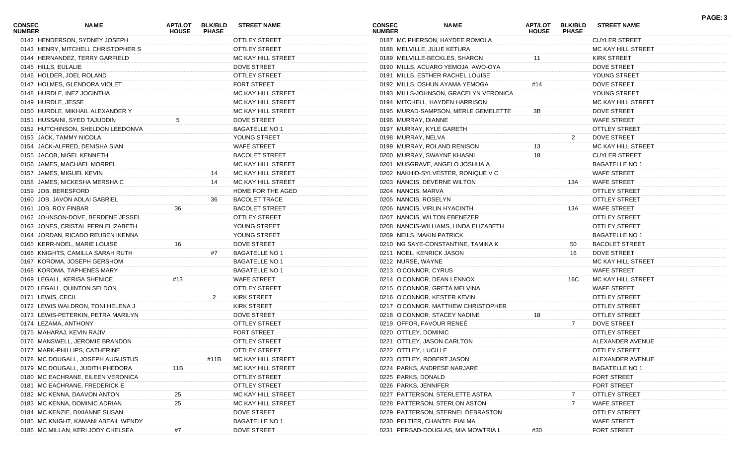| CONSEC NUMBER | NAME | APT/LOT HOUSE | BLK/BLD PHASE | STREET NAME |
|---|---|---|---|---|
| 0142 | HENDERSON, SYDNEY JOSEPH | | | OTTLEY STREET |
| 0143 | HENRY, MITCHELL CHRISTOPHER S | | | OTTLEY STREET |
| 0144 | HERNANDEZ, TERRY GARFIELD | | | MC KAY HILL STREET |
| 0145 | HILLS, EULALIE | | | DOVE STREET |
| 0146 | HOLDER, JOEL ROLAND | | | OTTLEY STREET |
| 0147 | HOLMES, GLENDORA VIOLET | | | FORT STREET |
| 0148 | HURDLE, INEZ JOCINTHA | | | MC KAY HILL STREET |
| 0149 | HURDLE, JESSE | | | MC KAY HILL STREET |
| 0150 | HURDLE, MIKHAIL ALEXANDER Y | | | MC KAY HILL STREET |
| 0151 | HUSSAINI, SYED TAJUDDIN | 5 | | DOVE STREET |
| 0152 | HUTCHINSON, SHELDON LEEDONVA | | | BAGATELLE NO 1 |
| 0153 | JACK, TAMMY NICOLA | | | YOUNG STREET |
| 0154 | JACK-ALFRED, DENISHA SIAN | | | WAFE STREET |
| 0155 | JACOB, NIGEL KENNETH | | | BACOLET STREET |
| 0156 | JAMES, MACHAEL MORREL | | | MC KAY HILL STREET |
| 0157 | JAMES, MIGUEL KEVIN | | 14 | MC KAY HILL STREET |
| 0158 | JAMES, NICKESHA MERSHA C | | 14 | MC KAY HILL STREET |
| 0159 | JOB, BERESFORD | | | HOME FOR THE AGED |
| 0160 | JOB, JAVON ADLAI GABRIEL | | 36 | BACOLET TRACE |
| 0161 | JOB, ROY FINBAR | 36 | | BACOLET STREET |
| 0162 | JOHNSON-DOVE, BERDENE JESSEL | | | OTTLEY STREET |
| 0163 | JONES, CRISTAL FERN ELIZABETH | | | YOUNG STREET |
| 0164 | JORDAN, RICADO REUBEN IKENNA | | | YOUNG STREET |
| 0165 | KERR-NOEL, MARIE LOUISE | 16 | | DOVE STREET |
| 0166 | KNIGHTS, CAMILLA SARAH RUTH | | #7 | BAGATELLE NO 1 |
| 0167 | KOROMA, JOSEPH GERSHOM | | | BAGATELLE NO 1 |
| 0168 | KOROMA, TAPHENES MARY | | | BAGATELLE NO 1 |
| 0169 | LEGALL, KERISA SHENICE | #13 | | WAFE STREET |
| 0170 | LEGALL, QUINTON SELDON | | | OTTLEY STREET |
| 0171 | LEWIS, CECIL | | 2 | KIRK STREET |
| 0172 | LEWIS WALDRON, TONI HELENA J | | | KIRK STREET |
| 0173 | LEWIS-PETERKIN, PETRA MARILYN | | | DOVE STREET |
| 0174 | LEZAMA, ANTHONY | | | OTTLEY STREET |
| 0175 | MAHARAJ, KEVIN RAJIV | | | FORT STREET |
| 0176 | MANSWELL, JEROMIE BRANDON | | | OTTLEY STREET |
| 0177 | MARK-PHILLIPS, CATHERINE | | | OTTLEY STREET |
| 0178 | MC DOUGALL, JOSEPH AUGUSTUS | | #11B | MC KAY HILL STREET |
| 0179 | MC DOUGALL, JUDITH PHEDORA | 11B | | MC KAY HILL STREET |
| 0180 | MC EACHRANE, EILEEN VERONICA | | | OTTLEY STREET |
| 0181 | MC EACHRANE, FREDERICK E | | | OTTLEY STREET |
| 0182 | MC KENNA, DAAVON ANTON | 25 | | MC KAY HILL STREET |
| 0183 | MC KENNA, DOMINIC ADRIAN | 25 | | MC KAY HILL STREET |
| 0184 | MC KENZIE, DIXIANNE SUSAN | | | DOVE STREET |
| 0185 | MC KNIGHT, KAMANI ABEAIL WENDY | | | BAGATELLE NO 1 |
| 0186 | MC MILLAN, KERI JODY CHELSEA | #7 | | DOVE STREET |
| 0187 | MC PHERSON, HAYDEE ROMOLA | | | CUYLER STREET |
| 0188 | MELVILLE, JULIE KETURA | | | MC KAY HILL STREET |
| 0189 | MELVILLE-BECKLES, SHARON | 11 | | KIRK STREET |
| 0190 | MILLS, ACUARO YEMOJA AWO-OYA | | | DOVE STREET |
| 0191 | MILLS, ESTHER RACHEL LOUISE | | | YOUNG STREET |
| 0192 | MILLS, OSHUN AYAMA YEMOGA | #14 | | DOVE STREET |
| 0193 | MILLS-JOHNSON, GRACELYN VERONICA | | | YOUNG STREET |
| 0194 | MITCHELL, HAYDEN HARRISON | | | MC KAY HILL STREET |
| 0195 | MURAD-SAMPSON, MERLE GEMELETTE | 3B | | DOVE STREET |
| 0196 | MURRAY, DIANNE | | | WAFE STREET |
| 0197 | MURRAY, KYLE GARETH | | | OTTLEY STREET |
| 0198 | MURRAY, NELVA | | 2 | DOVE STREET |
| 0199 | MURRAY, ROLAND RENISON | 13 | | MC KAY HILL STREET |
| 0200 | MURRAY, SWAYNE KHASNI | 18 | | CUYLER STREET |
| 0201 | MUSGRAVE, ANGELO JOSHUA A | | | BAGATELLE NO 1 |
| 0202 | NAKHID-SYLVESTER, RONIQUE V C | | | WAFE STREET |
| 0203 | NANCIS, DEVERNE WILTON | | 13A | WAFE STREET |
| 0204 | NANCIS, MARVA | | | OTTLEY STREET |
| 0205 | NANCIS, ROSELYN | | | OTTLEY STREET |
| 0206 | NANCIS, VIRLIN HYACINTH | | 13A | WAFE STREET |
| 0207 | NANCIS, WILTON EBENEZER | | | OTTLEY STREET |
| 0208 | NANCIS-WILLIAMS, LINDA ELIZABETH | | | OTTLEY STREET |
| 0209 | NEILS, MAKIN PATRICK | | | BAGATELLE NO 1 |
| 0210 | NG SAYE-CONSTANTINE, TAMIKA K | | 50 | BACOLET STREET |
| 0211 | NOEL, KENRICK JASON | | 16 | DOVE STREET |
| 0212 | NURSE, WAYNE | | | MC KAY HILL STREET |
| 0213 | O'CONNOR, CYRUS | | | WAFE STREET |
| 0214 | O'CONNOR, DEAN LENNOX | | 16C | MC KAY HILL STREET |
| 0215 | O'CONNOR, GRETA MELVINA | | | WAFE STREET |
| 0216 | O'CONNOR, KESTER KEVIN | | | OTTLEY STREET |
| 0217 | O'CONNOR, MATTHEW CHRISTOPHER | | | OTTLEY STREET |
| 0218 | O'CONNOR, STACEY NADINE | 18 | | OTTLEY STREET |
| 0219 | OFFOR, FAVOUR RENEÉ | | 7 | DOVE STREET |
| 0220 | OTTLEY, DOMINIC | | | OTTLEY STREET |
| 0221 | OTTLEY, JASON CARLTON | | | ALEXANDER AVENUE |
| 0222 | OTTLEY, LUCILLE | | | OTTLEY STREET |
| 0223 | OTTLEY, ROBERT JASON | | | ALEXANDER AVENUE |
| 0224 | PARKS, ANDRESE NARJARE | | | BAGATELLE NO 1 |
| 0225 | PARKS, DONALD | | | FORT STREET |
| 0226 | PARKS, JENNIFER | | | FORT STREET |
| 0227 | PATTERSON, STERLETTE ASTRA | | 7 | OTTLEY STREET |
| 0228 | PATTERSON, STERLON ASTON | | 7 | WAFE STREET |
| 0229 | PATTERSON, STERNEL DEBRASTON | | | OTTLEY STREET |
| 0230 | PELTIER, CHANTEL FIALMA | | | WAFE STREET |
| 0231 | PERSAD-DOUGLAS, MIA MOWTRIA L | #30 | | FORT STREET |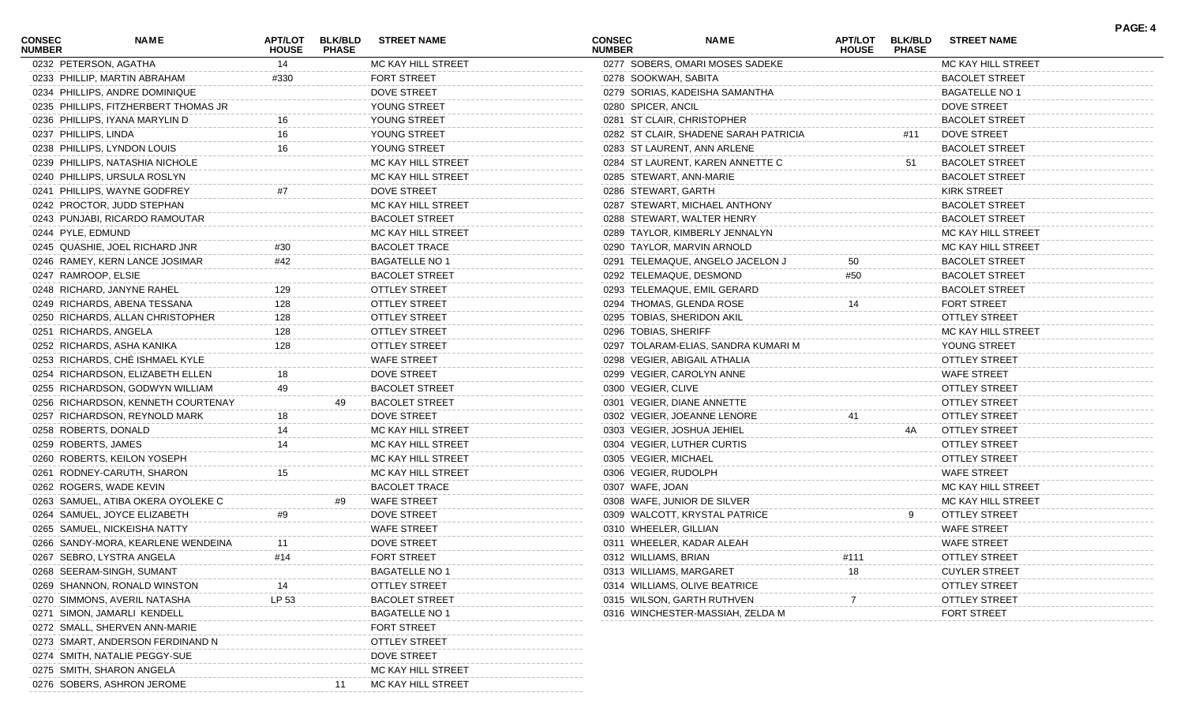| CONSEC NUMBER | NAME | APT/LOT HOUSE | BLK/BLD PHASE | STREET NAME |
|---|---|---|---|---|
| 0232 | PETERSON, AGATHA | 14 | | MC KAY HILL STREET |
| 0233 | PHILLIP, MARTIN ABRAHAM | #330 | | FORT STREET |
| 0234 | PHILLIPS, ANDRE DOMINIQUE | | | DOVE STREET |
| 0235 | PHILLIPS, FITZHERBERT THOMAS JR | | | YOUNG STREET |
| 0236 | PHILLIPS, IYANA MARYLIN D | 16 | | YOUNG STREET |
| 0237 | PHILLIPS, LINDA | 16 | | YOUNG STREET |
| 0238 | PHILLIPS, LYNDON LOUIS | 16 | | YOUNG STREET |
| 0239 | PHILLIPS, NATASHIA NICHOLE | | | MC KAY HILL STREET |
| 0240 | PHILLIPS, URSULA ROSLYN | | | MC KAY HILL STREET |
| 0241 | PHILLIPS, WAYNE GODFREY | #7 | | DOVE STREET |
| 0242 | PROCTOR, JUDD STEPHAN | | | MC KAY HILL STREET |
| 0243 | PUNJABI, RICARDO RAMOUTAR | | | BACOLET STREET |
| 0244 | PYLE, EDMUND | | | MC KAY HILL STREET |
| 0245 | QUASHIE, JOEL RICHARD JNR | #30 | | BACOLET TRACE |
| 0246 | RAMEY, KERN LANCE JOSIMAR | #42 | | BAGATELLE NO 1 |
| 0247 | RAMROOP, ELSIE | | | BACOLET STREET |
| 0248 | RICHARD, JANYNE RAHEL | 129 | | OTTLEY STREET |
| 0249 | RICHARDS, ABENA TESSANA | 128 | | OTTLEY STREET |
| 0250 | RICHARDS, ALLAN CHRISTOPHER | 128 | | OTTLEY STREET |
| 0251 | RICHARDS, ANGELA | 128 | | OTTLEY STREET |
| 0252 | RICHARDS, ASHA KANIKA | 128 | | OTTLEY STREET |
| 0253 | RICHARDS, CHÉ ISHMAEL KYLE | | | WAFE STREET |
| 0254 | RICHARDSON, ELIZABETH ELLEN | 18 | | DOVE STREET |
| 0255 | RICHARDSON, GODWYN WILLIAM | 49 | | BACOLET STREET |
| 0256 | RICHARDSON, KENNETH COURTENAY | | 49 | BACOLET STREET |
| 0257 | RICHARDSON, REYNOLD MARK | 18 | | DOVE STREET |
| 0258 | ROBERTS, DONALD | 14 | | MC KAY HILL STREET |
| 0259 | ROBERTS, JAMES | 14 | | MC KAY HILL STREET |
| 0260 | ROBERTS, KEILON YOSEPH | | | MC KAY HILL STREET |
| 0261 | RODNEY-CARUTH, SHARON | 15 | | MC KAY HILL STREET |
| 0262 | ROGERS, WADE KEVIN | | | BACOLET TRACE |
| 0263 | SAMUEL, ATIBA OKERA OYOLEKE C | | #9 | WAFE STREET |
| 0264 | SAMUEL, JOYCE ELIZABETH | #9 | | DOVE STREET |
| 0265 | SAMUEL, NICKEISHA NATTY | | | WAFE STREET |
| 0266 | SANDY-MORA, KEARLENE WENDEINA | 11 | | DOVE STREET |
| 0267 | SEBRO, LYSTRA ANGELA | #14 | | FORT STREET |
| 0268 | SEERAM-SINGH, SUMANT | | | BAGATELLE NO 1 |
| 0269 | SHANNON, RONALD WINSTON | 14 | | OTTLEY STREET |
| 0270 | SIMMONS, AVERIL NATASHA | LP 53 | | BACOLET STREET |
| 0271 | SIMON, JAMARLI KENDELL | | | BAGATELLE NO 1 |
| 0272 | SMALL, SHERVEN ANN-MARIE | | | FORT STREET |
| 0273 | SMART, ANDERSON FERDINAND N | | | OTTLEY STREET |
| 0274 | SMITH, NATALIE PEGGY-SUE | | | DOVE STREET |
| 0275 | SMITH, SHARON ANGELA | | | MC KAY HILL STREET |
| 0276 | SOBERS, ASHRON JEROME | | 11 | MC KAY HILL STREET |
| 0277 | SOBERS, OMARI MOSES SADEKE | | | MC KAY HILL STREET |
| 0278 | SOOKWAH, SABITA | | | BACOLET STREET |
| 0279 | SORIAS, KADEISHA SAMANTHA | | | BAGATELLE NO 1 |
| 0280 | SPICER, ANCIL | | | DOVE STREET |
| 0281 | ST CLAIR, CHRISTOPHER | | | BACOLET STREET |
| 0282 | ST CLAIR, SHADENE SARAH PATRICIA | | #11 | DOVE STREET |
| 0283 | ST LAURENT, ANN ARLENE | | | BACOLET STREET |
| 0284 | ST LAURENT, KAREN ANNETTE C | | 51 | BACOLET STREET |
| 0285 | STEWART, ANN-MARIE | | | BACOLET STREET |
| 0286 | STEWART, GARTH | | | KIRK STREET |
| 0287 | STEWART, MICHAEL ANTHONY | | | BACOLET STREET |
| 0288 | STEWART, WALTER HENRY | | | BACOLET STREET |
| 0289 | TAYLOR, KIMBERLY JENNALYN | | | MC KAY HILL STREET |
| 0290 | TAYLOR, MARVIN ARNOLD | | | MC KAY HILL STREET |
| 0291 | TELEMAQUE, ANGELO JACELON J | 50 | | BACOLET STREET |
| 0292 | TELEMAQUE, DESMOND | #50 | | BACOLET STREET |
| 0293 | TELEMAQUE, EMIL GERARD | | | BACOLET STREET |
| 0294 | THOMAS, GLENDA ROSE | 14 | | FORT STREET |
| 0295 | TOBIAS, SHERIDON AKIL | | | OTTLEY STREET |
| 0296 | TOBIAS, SHERIFF | | | MC KAY HILL STREET |
| 0297 | TOLARAM-ELIAS, SANDRA KUMARI M | | | YOUNG STREET |
| 0298 | VEGIER, ABIGAIL ATHALIA | | | OTTLEY STREET |
| 0299 | VEGIER, CAROLYN ANNE | | | WAFE STREET |
| 0300 | VEGIER, CLIVE | | | OTTLEY STREET |
| 0301 | VEGIER, DIANE ANNETTE | | | OTTLEY STREET |
| 0302 | VEGIER, JOEANNE LENORE | 41 | | OTTLEY STREET |
| 0303 | VEGIER, JOSHUA JEHIEL | | 4A | OTTLEY STREET |
| 0304 | VEGIER, LUTHER CURTIS | | | OTTLEY STREET |
| 0305 | VEGIER, MICHAEL | | | OTTLEY STREET |
| 0306 | VEGIER, RUDOLPH | | | WAFE STREET |
| 0307 | WAFE, JOAN | | | MC KAY HILL STREET |
| 0308 | WAFE, JUNIOR DE SILVER | | | MC KAY HILL STREET |
| 0309 | WALCOTT, KRYSTAL PATRICE | | 9 | OTTLEY STREET |
| 0310 | WHEELER, GILLIAN | | | WAFE STREET |
| 0311 | WHEELER, KADAR ALEAH | | | WAFE STREET |
| 0312 | WILLIAMS, BRIAN | #111 | | OTTLEY STREET |
| 0313 | WILLIAMS, MARGARET | 18 | | CUYLER STREET |
| 0314 | WILLIAMS, OLIVE BEATRICE | | | OTTLEY STREET |
| 0315 | WILSON, GARTH RUTHVEN | 7 | | OTTLEY STREET |
| 0316 | WINCHESTER-MASSIAH, ZELDA M | | | FORT STREET |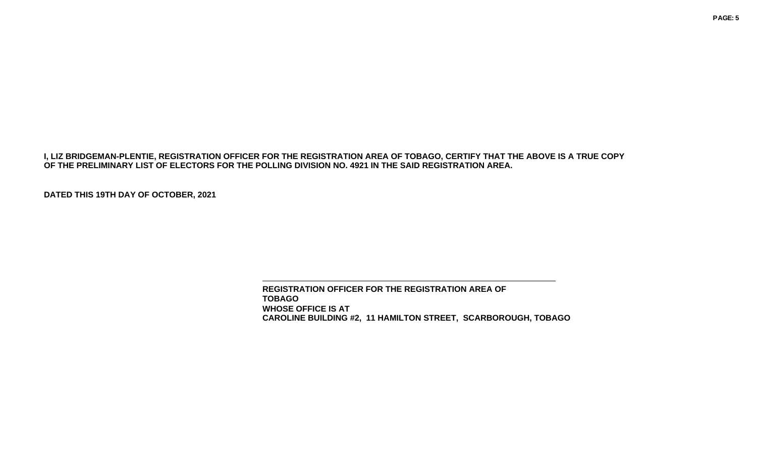**I, LIZ BRIDGEMAN-PLENTIE, REGISTRATION OFFICER FOR THE REGISTRATION AREA OF TOBAGO, CERTIFY THAT THE ABOVE IS A TRUE COPY OF THE PRELIMINARY LIST OF ELECTORS FOR THE POLLING DIVISION NO. 4921 IN THE SAID REGISTRATION AREA.**

**DATED THIS 19TH DAY OF OCTOBER, 2021**

---

**REGISTRATION OFFICER FOR THE REGISTRATION AREA OF TOBAGO**
**WHOSE OFFICE IS AT**
**CAROLINE BUILDING #2, 11 HAMILTON STREET, SCARBOROUGH, TOBAGO**